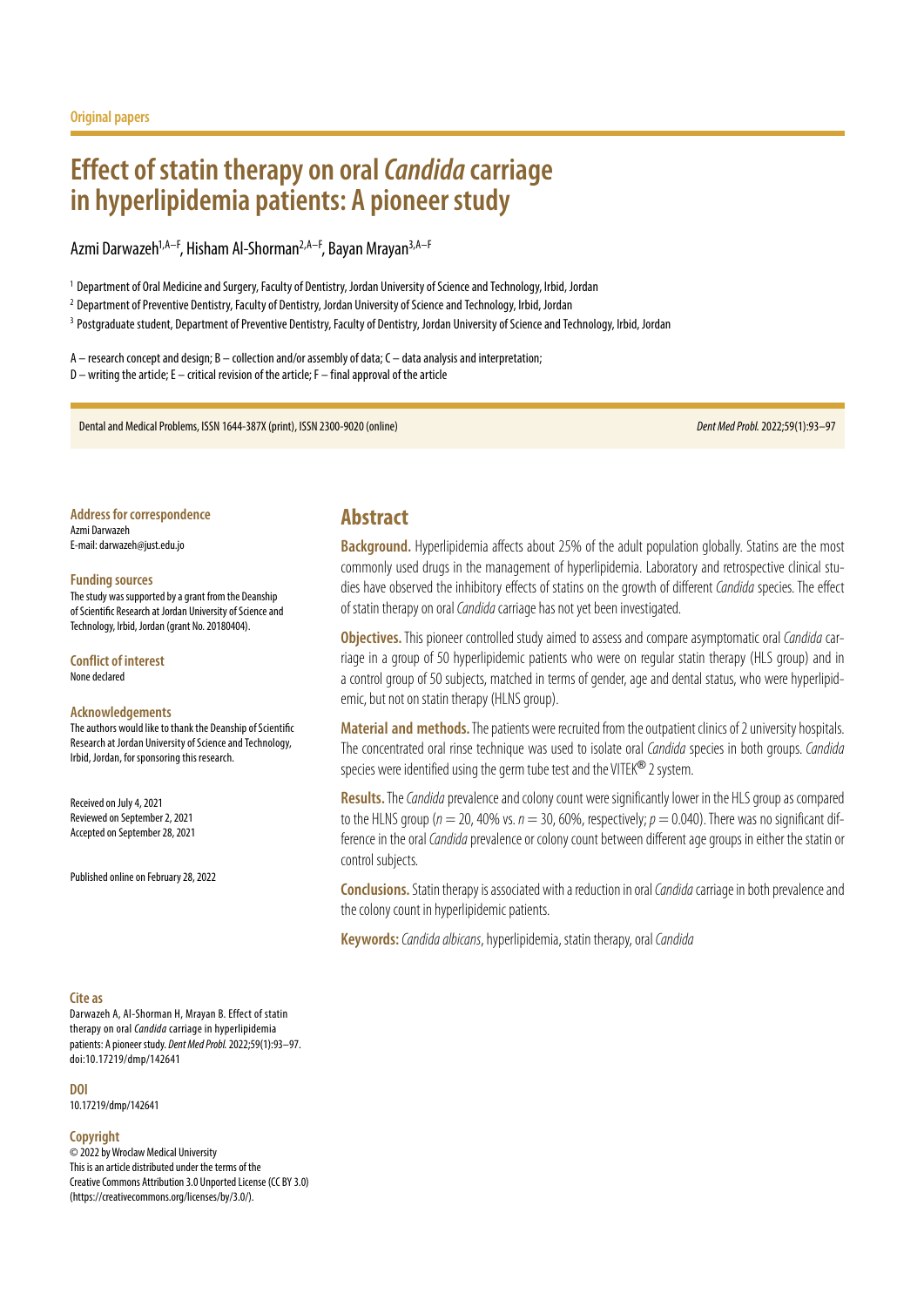Original papers

# Effect of statin therapy on oral *Candida* carriage in hyperlipidemia patients: A pioneer study

Azmi Darwazeh[1,A–F], Hisham Al-Shorman[2,A–F], Bayan Mrayan[3,A–F]

[1] Department of Oral Medicine and Surgery, Faculty of Dentistry, Jordan University of Science and Technology, Irbid, Jordan

[2] Department of Preventive Dentistry, Faculty of Dentistry, Jordan University of Science and Technology, Irbid, Jordan

[3] Postgraduate student, Department of Preventive Dentistry, Faculty of Dentistry, Jordan University of Science and Technology, Irbid, Jordan

A – research concept and design; B – collection and/or assembly of data; C – data analysis and interpretation;
D – writing the article; E – critical revision of the article; F – final approval of the article

Dental and Medical Problems, ISSN 1644-387X (print), ISSN 2300-9020 (online)

*Dent Med Probl.* 2022;59(1):93–97

**Address for correspondence**
Azmi Darwazeh
E-mail: darwazeh@just.edu.jo

**Funding sources**
The study was supported by a grant from the Deanship of Scientific Research at Jordan University of Science and Technology, Irbid, Jordan (grant No. 20180404).

**Conflict of interest**
None declared

**Acknowledgements**
The authors would like to thank the Deanship of Scientific Research at Jordan University of Science and Technology, Irbid, Jordan, for sponsoring this research.

Received on July 4, 2021
Reviewed on September 2, 2021
Accepted on September 28, 2021

Published online on February 28, 2022

## Abstract

**Background.** Hyperlipidemia affects about 25% of the adult population globally. Statins are the most commonly used drugs in the management of hyperlipidemia. Laboratory and retrospective clinical studies have observed the inhibitory effects of statins on the growth of different *Candida* species. The effect of statin therapy on oral *Candida* carriage has not yet been investigated.

**Objectives.** This pioneer controlled study aimed to assess and compare asymptomatic oral *Candida* carriage in a group of 50 hyperlipidemic patients who were on regular statin therapy (HLS group) and in a control group of 50 subjects, matched in terms of gender, age and dental status, who were hyperlipidemic, but not on statin therapy (HLNS group).

**Material and methods.** The patients were recruited from the outpatient clinics of 2 university hospitals. The concentrated oral rinse technique was used to isolate oral *Candida* species in both groups. *Candida* species were identified using the germ tube test and the VITEK® 2 system.

**Results.** The *Candida* prevalence and colony count were significantly lower in the HLS group as compared to the HLNS group ($n = 20$, 40% vs. $n = 30$, 60%, respectively; $p = 0.040$). There was no significant difference in the oral *Candida* prevalence or colony count between different age groups in either the statin or control subjects.

**Conclusions.** Statin therapy is associated with a reduction in oral *Candida* carriage in both prevalence and the colony count in hyperlipidemic patients.

**Keywords:** *Candida albicans*, hyperlipidemia, statin therapy, oral *Candida*

**Cite as**
Darwazeh A, Al-Shorman H, Mrayan B. Effect of statin therapy on oral *Candida* carriage in hyperlipidemia patients: A pioneer study. *Dent Med Probl.* 2022;59(1):93–97. doi:10.17219/dmp/142641

**DOI**
10.17219/dmp/142641

**Copyright**
© 2022 by Wroclaw Medical University
This is an article distributed under the terms of the
Creative Commons Attribution 3.0 Unported License (CC BY 3.0)
(https://creativecommons.org/licenses/by/3.0/).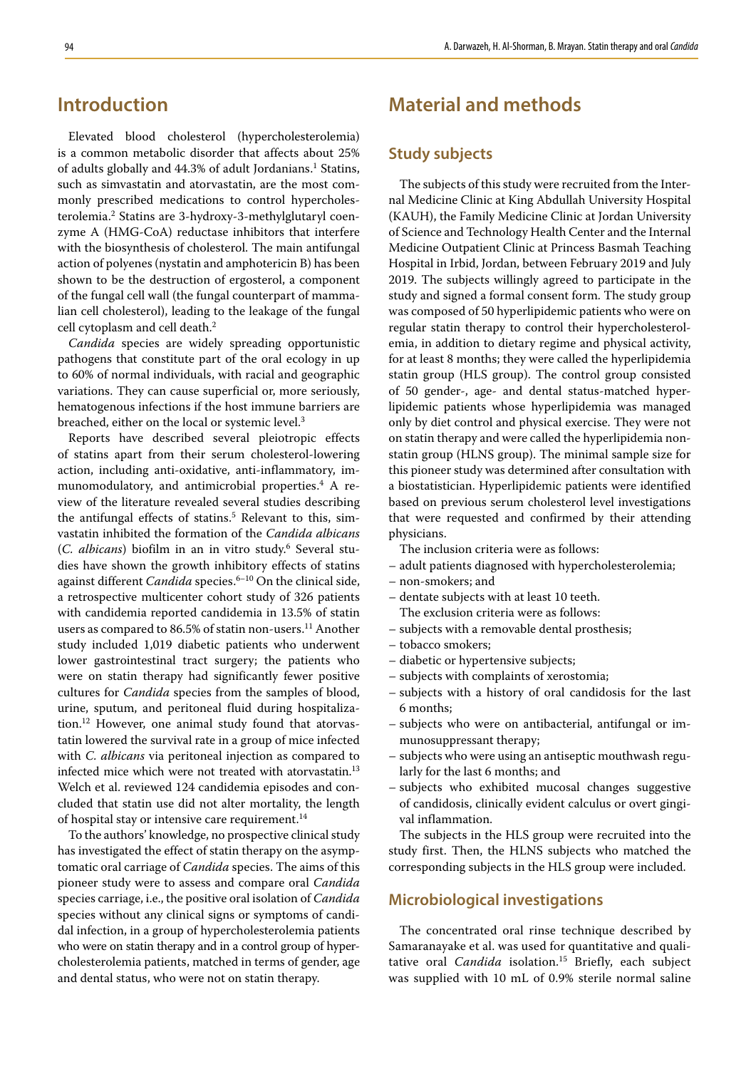## Introduction

Elevated blood cholesterol (hypercholesterolemia) is a common metabolic disorder that affects about 25% of adults globally and 44.3% of adult Jordanians.[1] Statins, such as simvastatin and atorvastatin, are the most commonly prescribed medications to control hypercholesterolemia.[2] Statins are 3-hydroxy-3-methylglutaryl coenzyme A (HMG-CoA) reductase inhibitors that interfere with the biosynthesis of cholesterol. The main antifungal action of polyenes (nystatin and amphotericin B) has been shown to be the destruction of ergosterol, a component of the fungal cell wall (the fungal counterpart of mammalian cell cholesterol), leading to the leakage of the fungal cell cytoplasm and cell death.[2]

*Candida* species are widely spreading opportunistic pathogens that constitute part of the oral ecology in up to 60% of normal individuals, with racial and geographic variations. They can cause superficial or, more seriously, hematogenous infections if the host immune barriers are breached, either on the local or systemic level.[3]

Reports have described several pleiotropic effects of statins apart from their serum cholesterol-lowering action, including anti-oxidative, anti-inflammatory, immunomodulatory, and antimicrobial properties.[4] A review of the literature revealed several studies describing the antifungal effects of statins.[5] Relevant to this, simvastatin inhibited the formation of the *Candida albicans* (*C. albicans*) biofilm in an in vitro study.[6] Several studies have shown the growth inhibitory effects of statins against different *Candida* species.[6–10] On the clinical side, a retrospective multicenter cohort study of 326 patients with candidemia reported candidemia in 13.5% of statin users as compared to 86.5% of statin non-users.[11] Another study included 1,019 diabetic patients who underwent lower gastrointestinal tract surgery; the patients who were on statin therapy had significantly fewer positive cultures for *Candida* species from the samples of blood, urine, sputum, and peritoneal fluid during hospitalization.[12] However, one animal study found that atorvastatin lowered the survival rate in a group of mice infected with *C. albicans* via peritoneal injection as compared to infected mice which were not treated with atorvastatin.[13] Welch et al. reviewed 124 candidemia episodes and concluded that statin use did not alter mortality, the length of hospital stay or intensive care requirement.[14]

To the authors' knowledge, no prospective clinical study has investigated the effect of statin therapy on the asymptomatic oral carriage of *Candida* species. The aims of this pioneer study were to assess and compare oral *Candida* species carriage, i.e., the positive oral isolation of *Candida* species without any clinical signs or symptoms of candidal infection, in a group of hypercholesterolemia patients who were on statin therapy and in a control group of hypercholesterolemia patients, matched in terms of gender, age and dental status, who were not on statin therapy.

## Material and methods

### Study subjects

The subjects of this study were recruited from the Internal Medicine Clinic at King Abdullah University Hospital (KAUH), the Family Medicine Clinic at Jordan University of Science and Technology Health Center and the Internal Medicine Outpatient Clinic at Princess Basmah Teaching Hospital in Irbid, Jordan, between February 2019 and July 2019. The subjects willingly agreed to participate in the study and signed a formal consent form. The study group was composed of 50 hyperlipidemic patients who were on regular statin therapy to control their hypercholesterolemia, in addition to dietary regime and physical activity, for at least 8 months; they were called the hyperlipidemia statin group (HLS group). The control group consisted of 50 gender-, age- and dental status-matched hyperlipidemic patients whose hyperlipidemia was managed only by diet control and physical exercise. They were not on statin therapy and were called the hyperlipidemia non-statin group (HLNS group). The minimal sample size for this pioneer study was determined after consultation with a biostatistician. Hyperlipidemic patients were identified based on previous serum cholesterol level investigations that were requested and confirmed by their attending physicians.

The inclusion criteria were as follows:

- adult patients diagnosed with hypercholesterolemia;
- non-smokers; and
- dentate subjects with at least 10 teeth.

The exclusion criteria were as follows:

- subjects with a removable dental prosthesis;
- tobacco smokers;
- diabetic or hypertensive subjects;
- subjects with complaints of xerostomia;
- subjects with a history of oral candidosis for the last 6 months;
- subjects who were on antibacterial, antifungal or immunosuppressant therapy;
- subjects who were using an antiseptic mouthwash regularly for the last 6 months; and
- subjects who exhibited mucosal changes suggestive of candidosis, clinically evident calculus or overt gingival inflammation.

The subjects in the HLS group were recruited into the study first. Then, the HLNS subjects who matched the corresponding subjects in the HLS group were included.

### Microbiological investigations

The concentrated oral rinse technique described by Samaranayake et al. was used for quantitative and qualitative oral *Candida* isolation.[15] Briefly, each subject was supplied with 10 mL of 0.9% sterile normal saline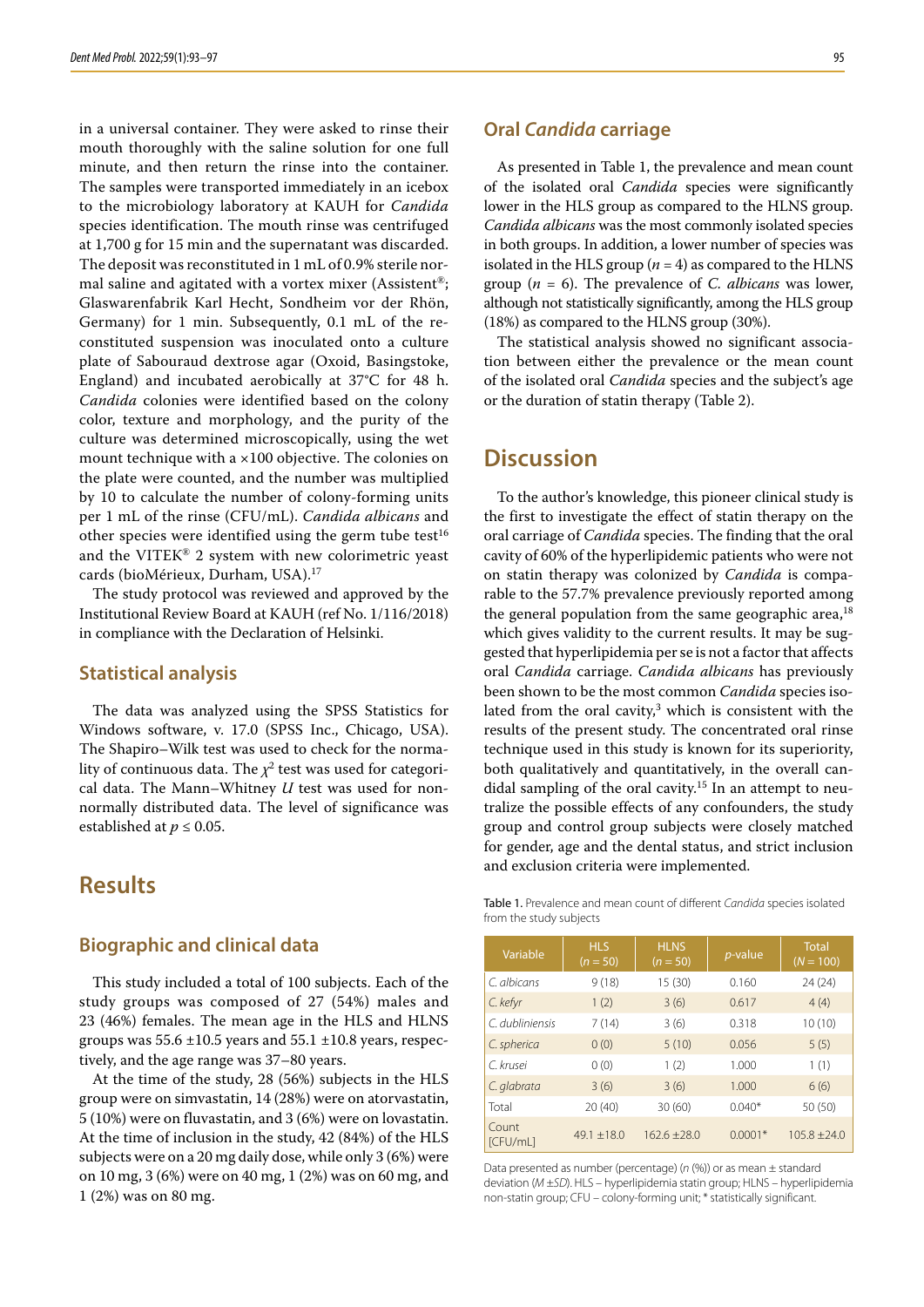in a universal container. They were asked to rinse their mouth thoroughly with the saline solution for one full minute, and then return the rinse into the container. The samples were transported immediately in an icebox to the microbiology laboratory at KAUH for *Candida* species identification. The mouth rinse was centrifuged at 1,700 g for 15 min and the supernatant was discarded. The deposit was reconstituted in 1 mL of 0.9% sterile normal saline and agitated with a vortex mixer (Assistent®; Glaswarenfabrik Karl Hecht, Sondheim vor der Rhön, Germany) for 1 min. Subsequently, 0.1 mL of the reconstituted suspension was inoculated onto a culture plate of Sabouraud dextrose agar (Oxoid, Basingstoke, England) and incubated aerobically at 37°C for 48 h. *Candida* colonies were identified based on the colony color, texture and morphology, and the purity of the culture was determined microscopically, using the wet mount technique with a ×100 objective. The colonies on the plate were counted, and the number was multiplied by 10 to calculate the number of colony-forming units per 1 mL of the rinse (CFU/mL). *Candida albicans* and other species were identified using the germ tube test[16] and the VITEK® 2 system with new colorimetric yeast cards (bioMérieux, Durham, USA).[17]

The study protocol was reviewed and approved by the Institutional Review Board at KAUH (ref No. 1/116/2018) in compliance with the Declaration of Helsinki.

## Statistical analysis

The data was analyzed using the SPSS Statistics for Windows software, v. 17.0 (SPSS Inc., Chicago, USA). The Shapiro–Wilk test was used to check for the normality of continuous data. The $\chi^2$ test was used for categorical data. The Mann–Whitney *U* test was used for non-normally distributed data. The level of significance was established at $p \leq 0.05$.

# Results

## Biographic and clinical data

This study included a total of 100 subjects. Each of the study groups was composed of 27 (54%) males and 23 (46%) females. The mean age in the HLS and HLNS groups was 55.6 ±10.5 years and 55.1 ±10.8 years, respectively, and the age range was 37–80 years.

At the time of the study, 28 (56%) subjects in the HLS group were on simvastatin, 14 (28%) were on atorvastatin, 5 (10%) were on fluvastatin, and 3 (6%) were on lovastatin. At the time of inclusion in the study, 42 (84%) of the HLS subjects were on a 20 mg daily dose, while only 3 (6%) were on 10 mg, 3 (6%) were on 40 mg, 1 (2%) was on 60 mg, and 1 (2%) was on 80 mg.

## Oral *Candida* carriage

As presented in Table 1, the prevalence and mean count of the isolated oral *Candida* species were significantly lower in the HLS group as compared to the HLNS group. *Candida albicans* was the most commonly isolated species in both groups. In addition, a lower number of species was isolated in the HLS group ($n = 4$) as compared to the HLNS group ($n = 6$). The prevalence of *C. albicans* was lower, although not statistically significantly, among the HLS group (18%) as compared to the HLNS group (30%).

The statistical analysis showed no significant association between either the prevalence or the mean count of the isolated oral *Candida* species and the subject's age or the duration of statin therapy (Table 2).

# Discussion

To the author's knowledge, this pioneer clinical study is the first to investigate the effect of statin therapy on the oral carriage of *Candida* species. The finding that the oral cavity of 60% of the hyperlipidemic patients who were not on statin therapy was colonized by *Candida* is comparable to the 57.7% prevalence previously reported among the general population from the same geographic area,[18] which gives validity to the current results. It may be suggested that hyperlipidemia per se is not a factor that affects oral *Candida* carriage. *Candida albicans* has previously been shown to be the most common *Candida* species isolated from the oral cavity,[3] which is consistent with the results of the present study. The concentrated oral rinse technique used in this study is known for its superiority, both qualitatively and quantitatively, in the overall candidal sampling of the oral cavity.[15] In an attempt to neutralize the possible effects of any confounders, the study group and control group subjects were closely matched for gender, age and the dental status, and strict inclusion and exclusion criteria were implemented.

Table 1. Prevalence and mean count of different *Candida* species isolated from the study subjects

| Variable | HLS ($n = 50$) | HLNS ($n = 50$) | *p*-value | Total ($N = 100$) |
|---|---|---|---|---|
| *C. albicans* | 9 (18) | 15 (30) | 0.160 | 24 (24) |
| *C. kefyr* | 1 (2) | 3 (6) | 0.617 | 4 (4) |
| *C. dubliniensis* | 7 (14) | 3 (6) | 0.318 | 10 (10) |
| *C. spherica* | 0 (0) | 5 (10) | 0.056 | 5 (5) |
| *C. krusei* | 0 (0) | 1 (2) | 1.000 | 1 (1) |
| *C. glabrata* | 3 (6) | 3 (6) | 1.000 | 6 (6) |
| Total | 20 (40) | 30 (60) | 0.040* | 50 (50) |
| Count [CFU/mL] | 49.1 ±18.0 | 162.6 ±28.0 | 0.0001* | 105.8 ±24.0 |

Data presented as number (percentage) (*n* (%)) or as mean ± standard deviation (*M* ±*SD*). HLS – hyperlipidemia statin group; HLNS – hyperlipidemia non-statin group; CFU – colony-forming unit; * statistically significant.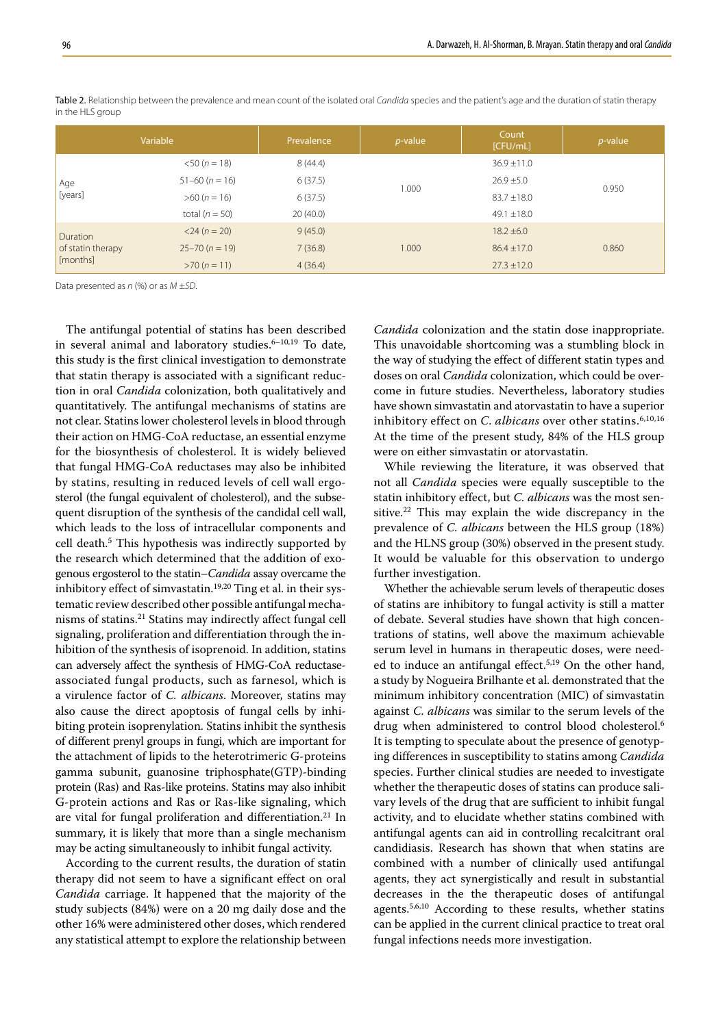Table 2. Relationship between the prevalence and mean count of the isolated oral *Candida* species and the patient's age and the duration of statin therapy in the HLS group

| Variable | | Prevalence | *p*-value | Count [CFU/mL] | *p*-value |
|---|---|---|---|---|---|
| Age [years] | <50 (*n* = 18) | 8 (44.4) | 1.000 | 36.9 ±11.0 | 0.950 |
| | 51–60 (*n* = 16) | 6 (37.5) | | 26.9 ±5.0 | |
| | >60 (*n* = 16) | 6 (37.5) | | 83.7 ±18.0 | |
| | total (*n* = 50) | 20 (40.0) | | 49.1 ±18.0 | |
| Duration of statin therapy [months] | <24 (*n* = 20) | 9 (45.0) | 1.000 | 18.2 ±6.0 | 0.860 |
| | 25–70 (*n* = 19) | 7 (36.8) | | 86.4 ±17.0 | |
| | >70 (*n* = 11) | 4 (36.4) | | 27.3 ±12.0 | |

Data presented as *n* (%) or as *M* ±*SD*.

The antifungal potential of statins has been described in several animal and laboratory studies.[6–10,19] To date, this study is the first clinical investigation to demonstrate that statin therapy is associated with a significant reduction in oral *Candida* colonization, both qualitatively and quantitatively. The antifungal mechanisms of statins are not clear. Statins lower cholesterol levels in blood through their action on HMG-CoA reductase, an essential enzyme for the biosynthesis of cholesterol. It is widely believed that fungal HMG-CoA reductases may also be inhibited by statins, resulting in reduced levels of cell wall ergosterol (the fungal equivalent of cholesterol), and the subsequent disruption of the synthesis of the candidal cell wall, which leads to the loss of intracellular components and cell death.[5] This hypothesis was indirectly supported by the research which determined that the addition of exogenous ergosterol to the statin–*Candida* assay overcame the inhibitory effect of simvastatin.[19,20] Ting et al. in their systematic review described other possible antifungal mechanisms of statins.[21] Statins may indirectly affect fungal cell signaling, proliferation and differentiation through the inhibition of the synthesis of isoprenoid. In addition, statins can adversely affect the synthesis of HMG-CoA reductase-associated fungal products, such as farnesol, which is a virulence factor of *C. albicans*. Moreover, statins may also cause the direct apoptosis of fungal cells by inhibiting protein isoprenylation. Statins inhibit the synthesis of different prenyl groups in fungi, which are important for the attachment of lipids to the heterotrimeric G-proteins gamma subunit, guanosine triphosphate(GTP)-binding protein (Ras) and Ras-like proteins. Statins may also inhibit G-protein actions and Ras or Ras-like signaling, which are vital for fungal proliferation and differentiation.[21] In summary, it is likely that more than a single mechanism may be acting simultaneously to inhibit fungal activity.

According to the current results, the duration of statin therapy did not seem to have a significant effect on oral *Candida* carriage. It happened that the majority of the study subjects (84%) were on a 20 mg daily dose and the other 16% were administered other doses, which rendered any statistical attempt to explore the relationship between *Candida* colonization and the statin dose inappropriate. This unavoidable shortcoming was a stumbling block in the way of studying the effect of different statin types and doses on oral *Candida* colonization, which could be overcome in future studies. Nevertheless, laboratory studies have shown simvastatin and atorvastatin to have a superior inhibitory effect on *C. albicans* over other statins.[6,10,16] At the time of the present study, 84% of the HLS group were on either simvastatin or atorvastatin.

While reviewing the literature, it was observed that not all *Candida* species were equally susceptible to the statin inhibitory effect, but *C. albicans* was the most sensitive.[22] This may explain the wide discrepancy in the prevalence of *C. albicans* between the HLS group (18%) and the HLNS group (30%) observed in the present study. It would be valuable for this observation to undergo further investigation.

Whether the achievable serum levels of therapeutic doses of statins are inhibitory to fungal activity is still a matter of debate. Several studies have shown that high concentrations of statins, well above the maximum achievable serum level in humans in therapeutic doses, were needed to induce an antifungal effect.[5,19] On the other hand, a study by Nogueira Brilhante et al. demonstrated that the minimum inhibitory concentration (MIC) of simvastatin against *C. albicans* was similar to the serum levels of the drug when administered to control blood cholesterol.[6] It is tempting to speculate about the presence of genotyping differences in susceptibility to statins among *Candida* species. Further clinical studies are needed to investigate whether the therapeutic doses of statins can produce salivary levels of the drug that are sufficient to inhibit fungal activity, and to elucidate whether statins combined with antifungal agents can aid in controlling recalcitrant oral candidiasis. Research has shown that when statins are combined with a number of clinically used antifungal agents, they act synergistically and result in substantial decreases in the the therapeutic doses of antifungal agents.[5,6,10] According to these results, whether statins can be applied in the current clinical practice to treat oral fungal infections needs more investigation.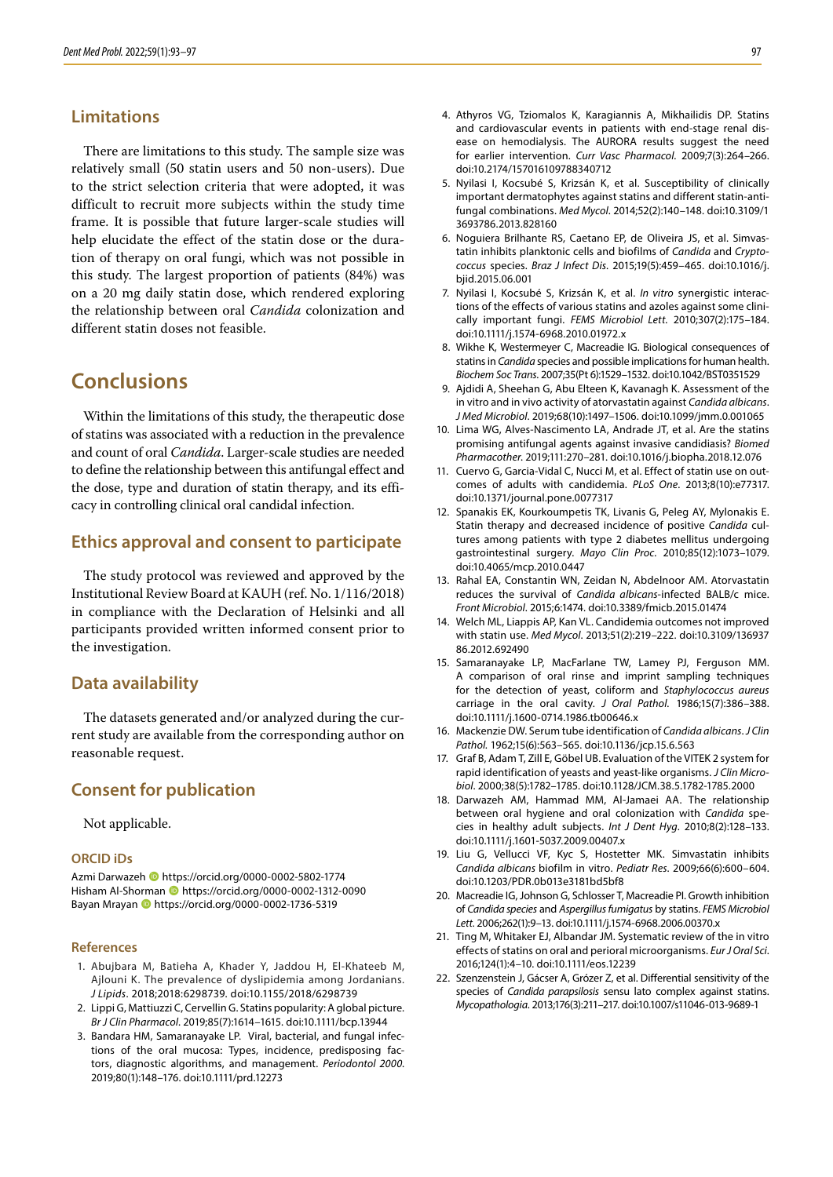## Limitations

There are limitations to this study. The sample size was relatively small (50 statin users and 50 non-users). Due to the strict selection criteria that were adopted, it was difficult to recruit more subjects within the study time frame. It is possible that future larger-scale studies will help elucidate the effect of the statin dose or the duration of therapy on oral fungi, which was not possible in this study. The largest proportion of patients (84%) was on a 20 mg daily statin dose, which rendered exploring the relationship between oral *Candida* colonization and different statin doses not feasible.

# Conclusions

Within the limitations of this study, the therapeutic dose of statins was associated with a reduction in the prevalence and count of oral *Candida*. Larger-scale studies are needed to define the relationship between this antifungal effect and the dose, type and duration of statin therapy, and its efficacy in controlling clinical oral candidal infection.

## Ethics approval and consent to participate

The study protocol was reviewed and approved by the Institutional Review Board at KAUH (ref. No. 1/116/2018) in compliance with the Declaration of Helsinki and all participants provided written informed consent prior to the investigation.

## Data availability

The datasets generated and/or analyzed during the current study are available from the corresponding author on reasonable request.

## Consent for publication

Not applicable.

### ORCID iDs

Azmi Darwazeh https://orcid.org/0000-0002-5802-1774
Hisham Al-Shorman https://orcid.org/0000-0002-1312-0090
Bayan Mrayan https://orcid.org/0000-0002-1736-5319

### References

1. Abujbara M, Batieha A, Khader Y, Jaddou H, El-Khateeb M, Ajlouni K. The prevalence of dyslipidemia among Jordanians. *J Lipids*. 2018;2018:6298739. doi:10.1155/2018/6298739
2. Lippi G, Mattiuzzi C, Cervellin G. Statins popularity: A global picture. *Br J Clin Pharmacol*. 2019;85(7):1614–1615. doi:10.1111/bcp.13944
3. Bandara HM, Samaranayake LP. Viral, bacterial, and fungal infections of the oral mucosa: Types, incidence, predisposing factors, diagnostic algorithms, and management. *Periodontol 2000*. 2019;80(1):148–176. doi:10.1111/prd.12273
4. Athyros VG, Tziomalos K, Karagiannis A, Mikhailidis DP. Statins and cardiovascular events in patients with end-stage renal disease on hemodialysis. The AURORA results suggest the need for earlier intervention. *Curr Vasc Pharmacol*. 2009;7(3):264–266. doi:10.2174/157016109788340712
5. Nyilasi I, Kocsubé S, Krizsán K, et al. Susceptibility of clinically important dermatophytes against statins and different statin-antifungal combinations. *Med Mycol*. 2014;52(2):140–148. doi:10.3109/13693786.2013.828160
6. Noguiera Brilhante RS, Caetano EP, de Oliveira JS, et al. Simvastatin inhibits planktonic cells and biofilms of *Candida* and *Cryptococcus* species. *Braz J Infect Dis*. 2015;19(5):459–465. doi:10.1016/j.bjid.2015.06.001
7. Nyilasi I, Kocsubé S, Krizsán K, et al. *In vitro* synergistic interactions of the effects of various statins and azoles against some clinically important fungi. *FEMS Microbiol Lett*. 2010;307(2):175–184. doi:10.1111/j.1574-6968.2010.01972.x
8. Wikhe K, Westermeyer C, Macreadie IG. Biological consequences of statins in *Candida* species and possible implications for human health. *Biochem Soc Trans*. 2007;35(Pt 6):1529–1532. doi:10.1042/BST0351529
9. Ajdidi A, Sheehan G, Abu Elteen K, Kavanagh K. Assessment of the in vitro and in vivo activity of atorvastatin against *Candida albicans*. *J Med Microbiol*. 2019;68(10):1497–1506. doi:10.1099/jmm.0.001065
10. Lima WG, Alves-Nascimento LA, Andrade JT, et al. Are the statins promising antifungal agents against invasive candidiasis? *Biomed Pharmacother*. 2019;111:270–281. doi:10.1016/j.biopha.2018.12.076
11. Cuervo G, Garcia-Vidal C, Nucci M, et al. Effect of statin use on outcomes of adults with candidemia. *PLoS One*. 2013;8(10):e77317. doi:10.1371/journal.pone.0077317
12. Spanakis EK, Kourkoumpetis TK, Livanis G, Peleg AY, Mylonakis E. Statin therapy and decreased incidence of positive *Candida* cultures among patients with type 2 diabetes mellitus undergoing gastrointestinal surgery. *Mayo Clin Proc*. 2010;85(12):1073–1079. doi:10.4065/mcp.2010.0447
13. Rahal EA, Constantin WN, Zeidan N, Abdelnoor AM. Atorvastatin reduces the survival of *Candida albicans*-infected BALB/c mice. *Front Microbiol*. 2015;6:1474. doi:10.3389/fmicb.2015.01474
14. Welch ML, Liappis AP, Kan VL. Candidemia outcomes not improved with statin use. *Med Mycol*. 2013;51(2):219–222. doi:10.3109/13693786.2012.692490
15. Samaranayake LP, MacFarlane TW, Lamey PJ, Ferguson MM. A comparison of oral rinse and imprint sampling techniques for the detection of yeast, coliform and *Staphylococcus aureus* carriage in the oral cavity. *J Oral Pathol*. 1986;15(7):386–388. doi:10.1111/j.1600-0714.1986.tb00646.x
16. Mackenzie DW. Serum tube identification of *Candida albicans*. *J Clin Pathol*. 1962;15(6):563–565. doi:10.1136/jcp.15.6.563
17. Graf B, Adam T, Zill E, Göbel UB. Evaluation of the VITEK 2 system for rapid identification of yeasts and yeast-like organisms. *J Clin Microbiol*. 2000;38(5):1782–1785. doi:10.1128/JCM.38.5.1782-1785.2000
18. Darwazeh AM, Hammad MM, Al-Jamaei AA. The relationship between oral hygiene and oral colonization with *Candida* species in healthy adult subjects. *Int J Dent Hyg*. 2010;8(2):128–133. doi:10.1111/j.1601-5037.2009.00407.x
19. Liu G, Vellucci VF, Kyc S, Hostetter MK. Simvastatin inhibits *Candida albicans* biofilm in vitro. *Pediatr Res*. 2009;66(6):600–604. doi:10.1203/PDR.0b013e3181bd5bf8
20. Macreadie IG, Johnson G, Schlosser T, Macreadie PI. Growth inhibition of *Candida species* and *Aspergillus fumigatus* by statins. *FEMS Microbiol Lett*. 2006;262(1):9–13. doi:10.1111/j.1574-6968.2006.00370.x
21. Ting M, Whitaker EJ, Albandar JM. Systematic review of the in vitro effects of statins on oral and perioral microorganisms. *Eur J Oral Sci*. 2016;124(1):4–10. doi:10.1111/eos.12239
22. Szenzenstein J, Gácser A, Grózer Z, et al. Differential sensitivity of the species of *Candida parapsilosis* sensu lato complex against statins. *Mycopathologia*. 2013;176(3):211–217. doi:10.1007/s11046-013-9689-1